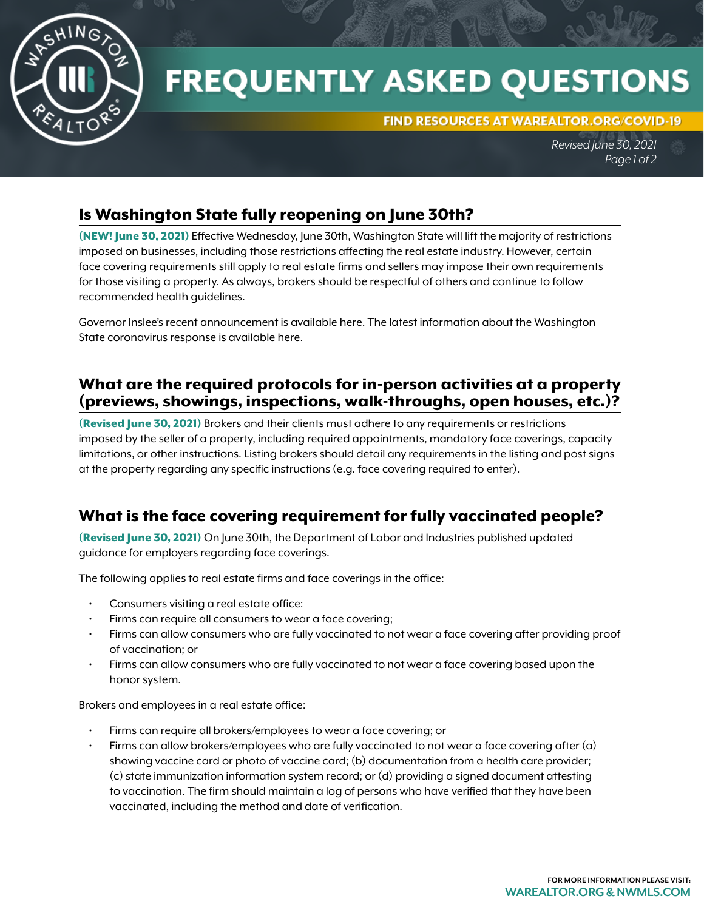# FREQUENTLY ASKED QUESTIONS

**FIND RESOURCES AT WAREALTOR.ORG/COVID-19**

*Revised June 30, 2021*

## Is Washington State fully reopening on June 30th?

**(NEW! June 30, 2021)** Effective Wednesday, June 30th, Washington State will lift the majority of restrictions imposed on businesses, including those restrictions affecting the real estate industry. However, certain face covering requirements still apply to real estate firms and sellers may impose their own requirements for those visiting a property. As always, brokers should be respectful of others and continue to follow recommended health guidelines.

Governor Inslee's recent announcement is available here. The latest information about the Washington State coronavirus response is available here.

## What are the required protocols for in-person activities at a property (previews, showings, inspections, walk-throughs, open houses, etc.)?

**(Revised June 30, 2021)** Brokers and their clients must adhere to any requirements or restrictions imposed by the seller of a property, including required appointments, mandatory face coverings, capacity limitations, or other instructions. Listing brokers should detail any requirements in the listing and post signs at the property regarding any specific instructions (e.g. face covering required to enter).

## What is the face covering requirement for fully vaccinated people?

**(Revised June 30, 2021)** On June 30th, the Department of Labor and Industries published updated guidance for employers regarding face coverings.

The following applies to real estate firms and face coverings in the office:

- Consumers visiting a real estate office:
- Firms can require all consumers to wear a face covering;
- Firms can allow consumers who are fully vaccinated to not wear a face covering after providing proof of vaccination; or
- Firms can allow consumers who are fully vaccinated to not wear a face covering based upon the honor system.

Brokers and employees in a real estate office:

- Firms can require all brokers/employees to wear a face covering; or
- Firms can allow brokers/employees who are fully vaccinated to not wear a face covering after (a) showing vaccine card or photo of vaccine card; (b) documentation from a health care provider; (c) state immunization information system record; or (d) providing a signed document attesting to vaccination. The firm should maintain a log of persons who have verified that they have been vaccinated, including the method and date of verification.

FOR MORE INFORMATION PLEASE VISIT:
**WAREALTOR.ORG & NWMLS.COM**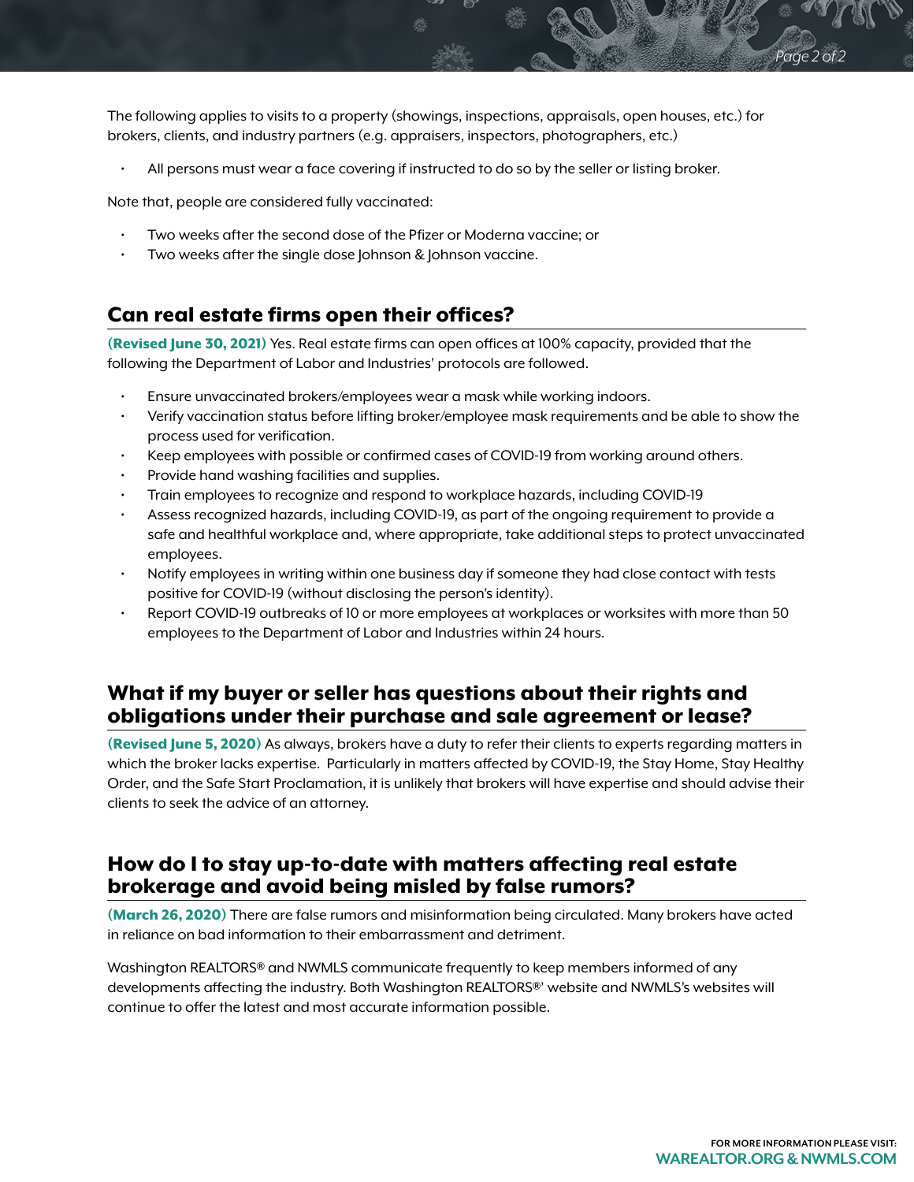The following applies to visits to a property (showings, inspections, appraisals, open houses, etc.) for brokers, clients, and industry partners (e.g. appraisers, inspectors, photographers, etc.)

- All persons must wear a face covering if instructed to do so by the seller or listing broker.

Note that, people are considered fully vaccinated:

- Two weeks after the second dose of the Pfizer or Moderna vaccine; or
- Two weeks after the single dose Johnson & Johnson vaccine.

## Can real estate firms open their offices?

**(Revised June 30, 2021)** Yes. Real estate firms can open offices at 100% capacity, provided that the following the Department of Labor and Industries' protocols are followed.

- Ensure unvaccinated brokers/employees wear a mask while working indoors.
- Verify vaccination status before lifting broker/employee mask requirements and be able to show the process used for verification.
- Keep employees with possible or confirmed cases of COVID-19 from working around others.
- Provide hand washing facilities and supplies.
- Train employees to recognize and respond to workplace hazards, including COVID-19
- Assess recognized hazards, including COVID-19, as part of the ongoing requirement to provide a safe and healthful workplace and, where appropriate, take additional steps to protect unvaccinated employees.
- Notify employees in writing within one business day if someone they had close contact with tests positive for COVID-19 (without disclosing the person's identity).
- Report COVID-19 outbreaks of 10 or more employees at workplaces or worksites with more than 50 employees to the Department of Labor and Industries within 24 hours.

## What if my buyer or seller has questions about their rights and obligations under their purchase and sale agreement or lease?

**(Revised June 5, 2020)** As always, brokers have a duty to refer their clients to experts regarding matters in which the broker lacks expertise. Particularly in matters affected by COVID-19, the Stay Home, Stay Healthy Order, and the Safe Start Proclamation, it is unlikely that brokers will have expertise and should advise their clients to seek the advice of an attorney.

## How do I to stay up-to-date with matters affecting real estate brokerage and avoid being misled by false rumors?

**(March 26, 2020)** There are false rumors and misinformation being circulated. Many brokers have acted in reliance on bad information to their embarrassment and detriment.

Washington REALTORS® and NWMLS communicate frequently to keep members informed of any developments affecting the industry. Both Washington REALTORS®' website and NWMLS's websites will continue to offer the latest and most accurate information possible.

FOR MORE INFORMATION PLEASE VISIT:
**WAREALTOR.ORG & NWMLS.COM**